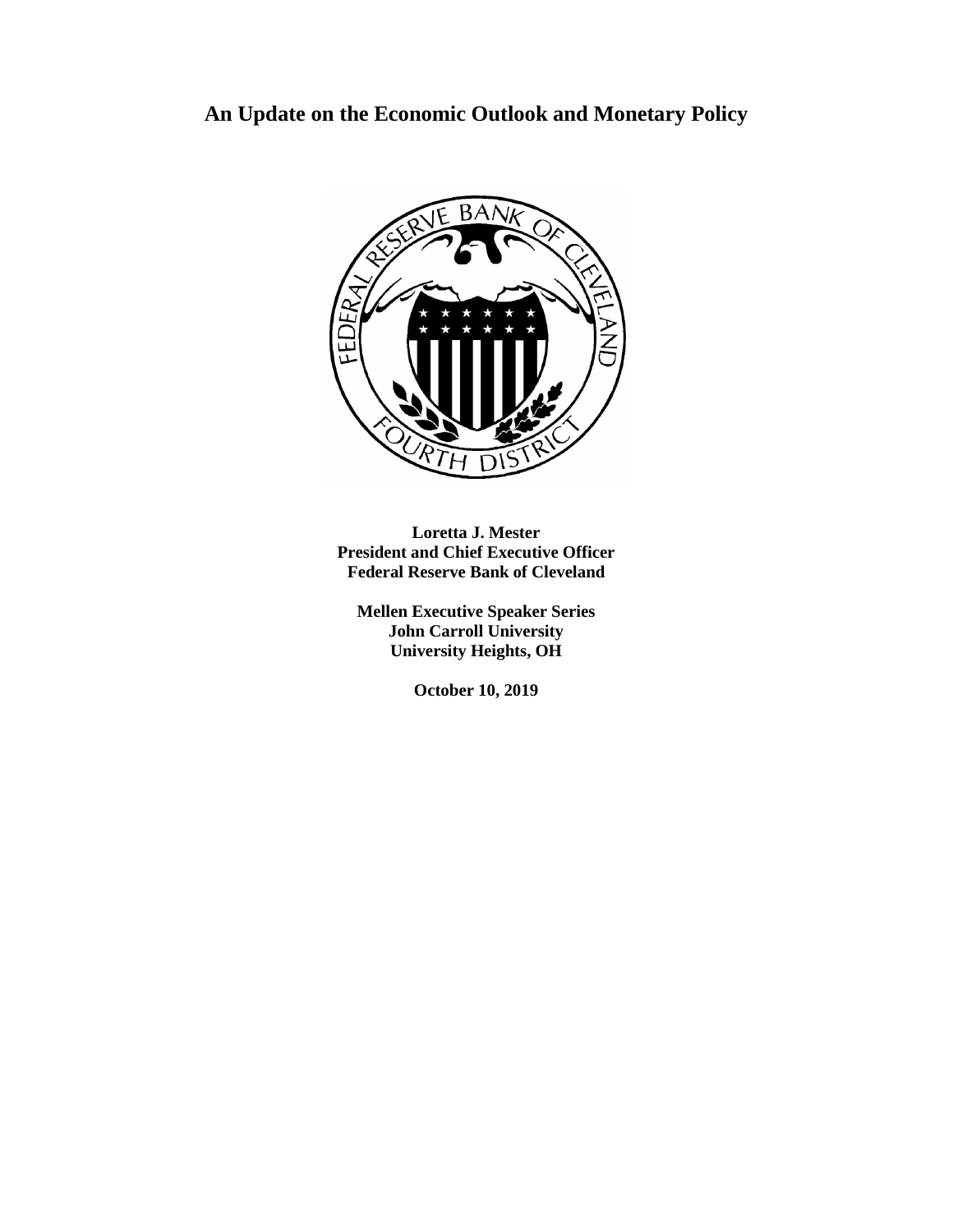# An Update on the Economic Outlook and Monetary Policy

**Loretta J. Mester**
**President and Chief Executive Officer**
**Federal Reserve Bank of Cleveland**

**Mellen Executive Speaker Series**
**John Carroll University**
**University Heights, OH**

**October 10, 2019**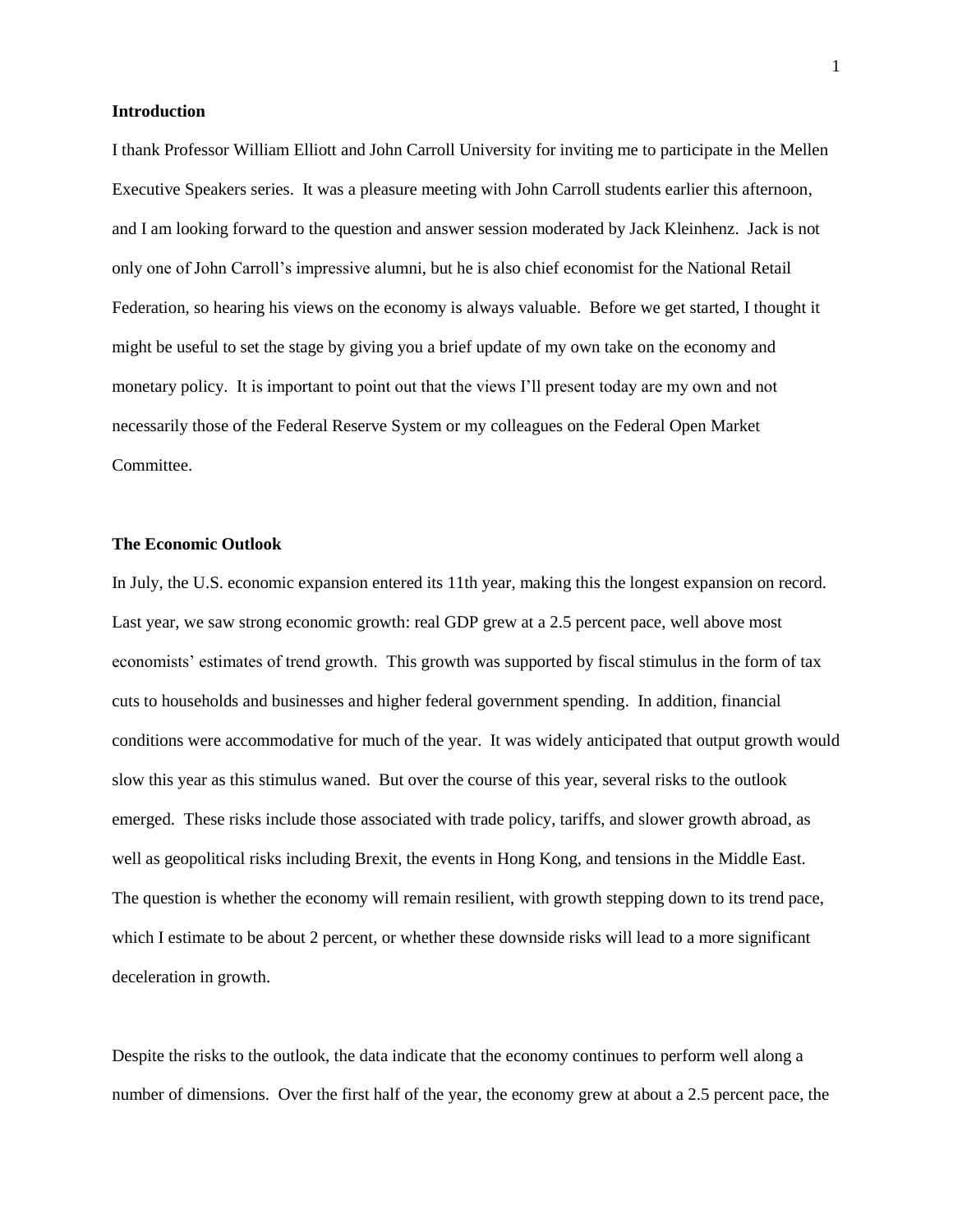## Introduction

I thank Professor William Elliott and John Carroll University for inviting me to participate in the Mellen Executive Speakers series. It was a pleasure meeting with John Carroll students earlier this afternoon, and I am looking forward to the question and answer session moderated by Jack Kleinhenz. Jack is not only one of John Carroll's impressive alumni, but he is also chief economist for the National Retail Federation, so hearing his views on the economy is always valuable. Before we get started, I thought it might be useful to set the stage by giving you a brief update of my own take on the economy and monetary policy. It is important to point out that the views I'll present today are my own and not necessarily those of the Federal Reserve System or my colleagues on the Federal Open Market Committee.

## The Economic Outlook

In July, the U.S. economic expansion entered its 11th year, making this the longest expansion on record. Last year, we saw strong economic growth: real GDP grew at a 2.5 percent pace, well above most economists' estimates of trend growth. This growth was supported by fiscal stimulus in the form of tax cuts to households and businesses and higher federal government spending. In addition, financial conditions were accommodative for much of the year. It was widely anticipated that output growth would slow this year as this stimulus waned. But over the course of this year, several risks to the outlook emerged. These risks include those associated with trade policy, tariffs, and slower growth abroad, as well as geopolitical risks including Brexit, the events in Hong Kong, and tensions in the Middle East. The question is whether the economy will remain resilient, with growth stepping down to its trend pace, which I estimate to be about 2 percent, or whether these downside risks will lead to a more significant deceleration in growth.

Despite the risks to the outlook, the data indicate that the economy continues to perform well along a number of dimensions. Over the first half of the year, the economy grew at about a 2.5 percent pace, the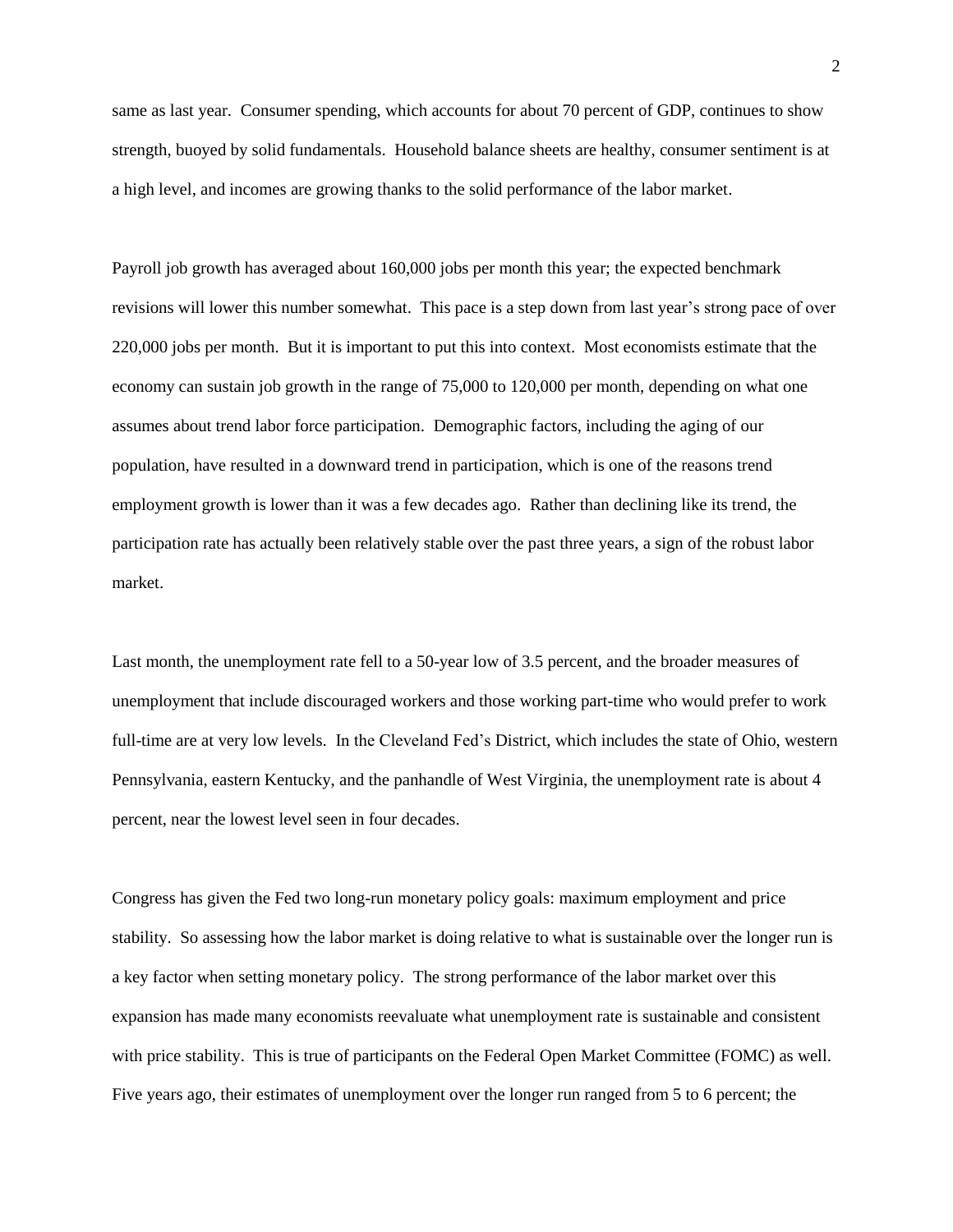same as last year. Consumer spending, which accounts for about 70 percent of GDP, continues to show strength, buoyed by solid fundamentals. Household balance sheets are healthy, consumer sentiment is at a high level, and incomes are growing thanks to the solid performance of the labor market.

Payroll job growth has averaged about 160,000 jobs per month this year; the expected benchmark revisions will lower this number somewhat. This pace is a step down from last year's strong pace of over 220,000 jobs per month. But it is important to put this into context. Most economists estimate that the economy can sustain job growth in the range of 75,000 to 120,000 per month, depending on what one assumes about trend labor force participation. Demographic factors, including the aging of our population, have resulted in a downward trend in participation, which is one of the reasons trend employment growth is lower than it was a few decades ago. Rather than declining like its trend, the participation rate has actually been relatively stable over the past three years, a sign of the robust labor market.

Last month, the unemployment rate fell to a 50-year low of 3.5 percent, and the broader measures of unemployment that include discouraged workers and those working part-time who would prefer to work full-time are at very low levels. In the Cleveland Fed's District, which includes the state of Ohio, western Pennsylvania, eastern Kentucky, and the panhandle of West Virginia, the unemployment rate is about 4 percent, near the lowest level seen in four decades.

Congress has given the Fed two long-run monetary policy goals: maximum employment and price stability. So assessing how the labor market is doing relative to what is sustainable over the longer run is a key factor when setting monetary policy. The strong performance of the labor market over this expansion has made many economists reevaluate what unemployment rate is sustainable and consistent with price stability. This is true of participants on the Federal Open Market Committee (FOMC) as well. Five years ago, their estimates of unemployment over the longer run ranged from 5 to 6 percent; the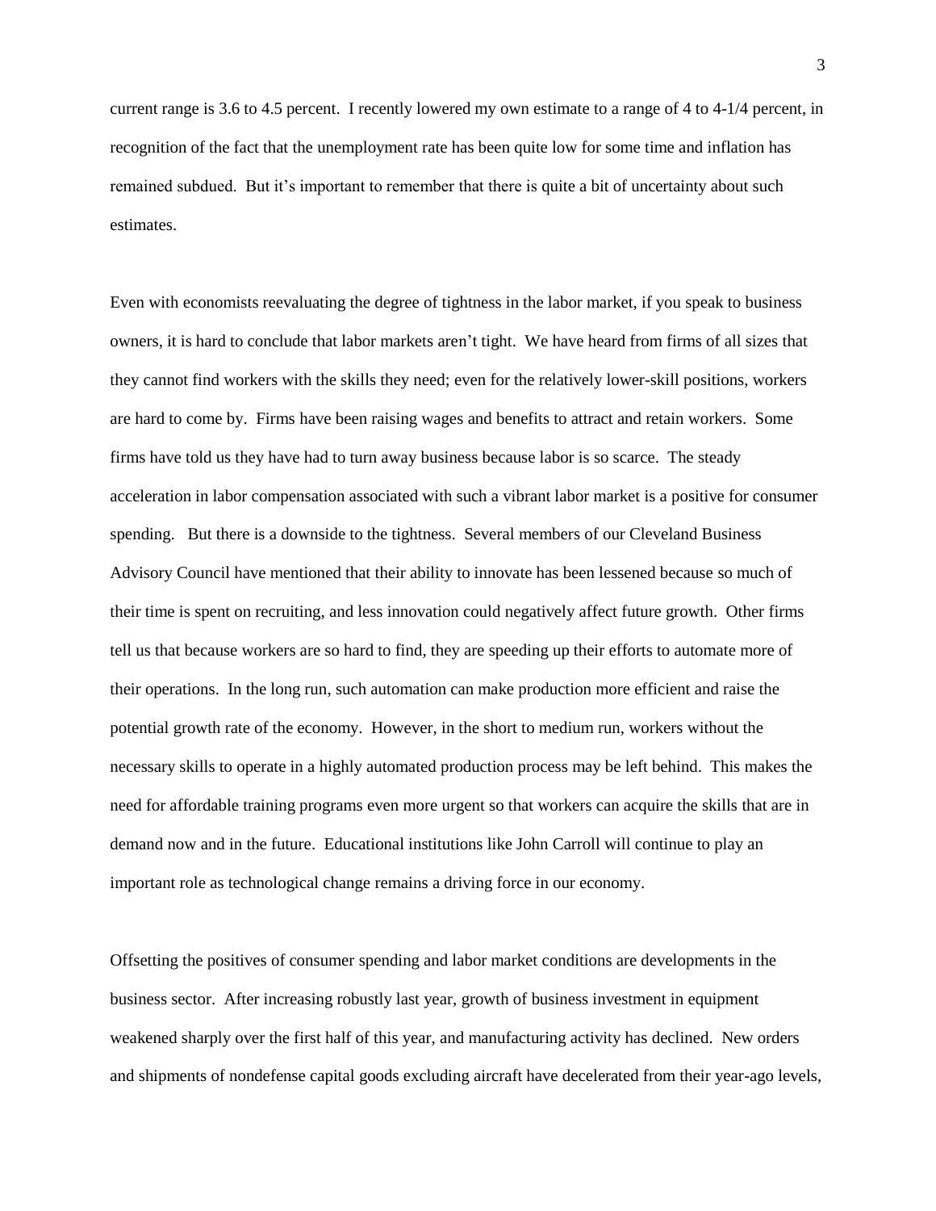current range is 3.6 to 4.5 percent. I recently lowered my own estimate to a range of 4 to 4-1/4 percent, in recognition of the fact that the unemployment rate has been quite low for some time and inflation has remained subdued. But it's important to remember that there is quite a bit of uncertainty about such estimates.

Even with economists reevaluating the degree of tightness in the labor market, if you speak to business owners, it is hard to conclude that labor markets aren't tight. We have heard from firms of all sizes that they cannot find workers with the skills they need; even for the relatively lower-skill positions, workers are hard to come by. Firms have been raising wages and benefits to attract and retain workers. Some firms have told us they have had to turn away business because labor is so scarce. The steady acceleration in labor compensation associated with such a vibrant labor market is a positive for consumer spending. But there is a downside to the tightness. Several members of our Cleveland Business Advisory Council have mentioned that their ability to innovate has been lessened because so much of their time is spent on recruiting, and less innovation could negatively affect future growth. Other firms tell us that because workers are so hard to find, they are speeding up their efforts to automate more of their operations. In the long run, such automation can make production more efficient and raise the potential growth rate of the economy. However, in the short to medium run, workers without the necessary skills to operate in a highly automated production process may be left behind. This makes the need for affordable training programs even more urgent so that workers can acquire the skills that are in demand now and in the future. Educational institutions like John Carroll will continue to play an important role as technological change remains a driving force in our economy.

Offsetting the positives of consumer spending and labor market conditions are developments in the business sector. After increasing robustly last year, growth of business investment in equipment weakened sharply over the first half of this year, and manufacturing activity has declined. New orders and shipments of nondefense capital goods excluding aircraft have decelerated from their year-ago levels,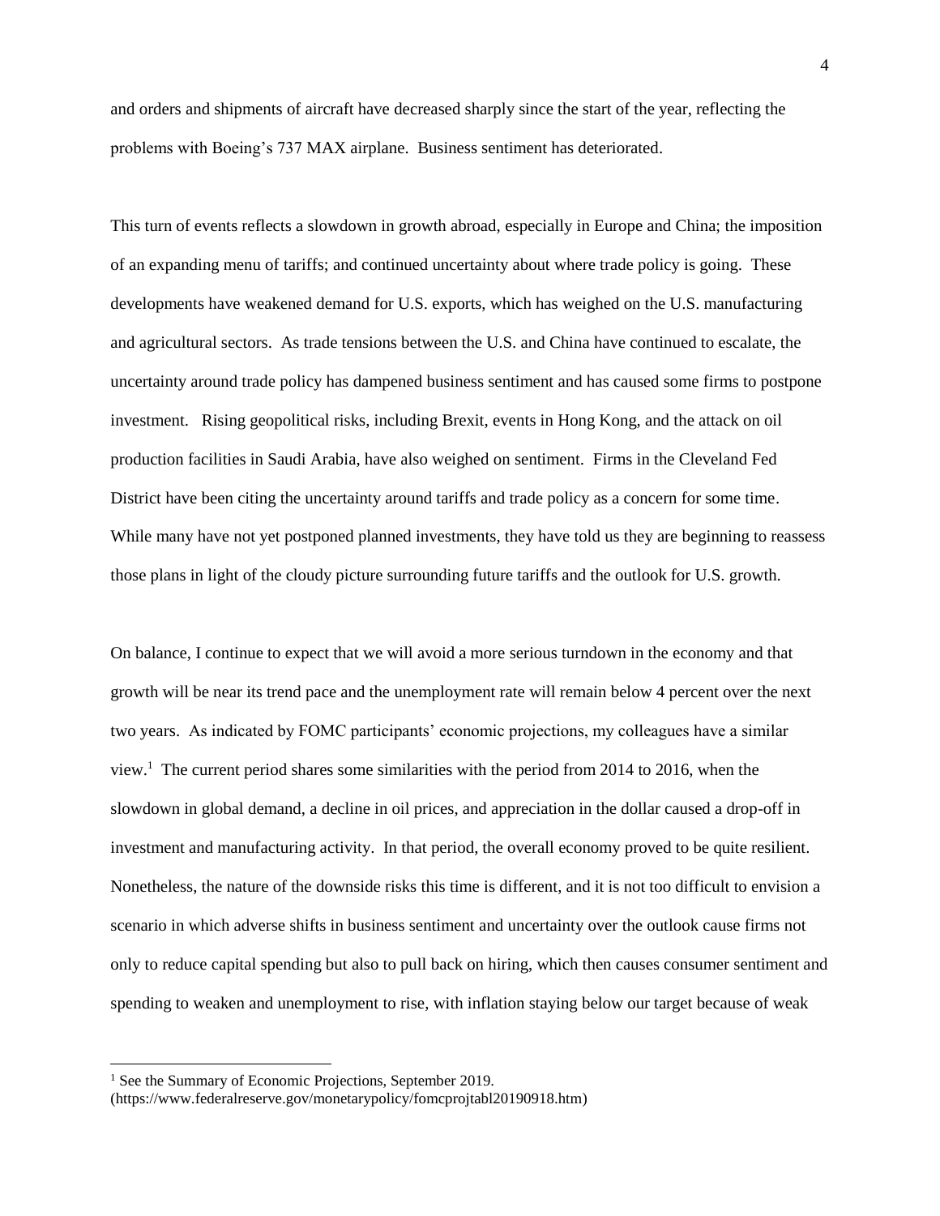and orders and shipments of aircraft have decreased sharply since the start of the year, reflecting the problems with Boeing's 737 MAX airplane. Business sentiment has deteriorated.

This turn of events reflects a slowdown in growth abroad, especially in Europe and China; the imposition of an expanding menu of tariffs; and continued uncertainty about where trade policy is going. These developments have weakened demand for U.S. exports, which has weighed on the U.S. manufacturing and agricultural sectors. As trade tensions between the U.S. and China have continued to escalate, the uncertainty around trade policy has dampened business sentiment and has caused some firms to postpone investment. Rising geopolitical risks, including Brexit, events in Hong Kong, and the attack on oil production facilities in Saudi Arabia, have also weighed on sentiment. Firms in the Cleveland Fed District have been citing the uncertainty around tariffs and trade policy as a concern for some time. While many have not yet postponed planned investments, they have told us they are beginning to reassess those plans in light of the cloudy picture surrounding future tariffs and the outlook for U.S. growth.

On balance, I continue to expect that we will avoid a more serious turndown in the economy and that growth will be near its trend pace and the unemployment rate will remain below 4 percent over the next two years. As indicated by FOMC participants' economic projections, my colleagues have a similar view.[1] The current period shares some similarities with the period from 2014 to 2016, when the slowdown in global demand, a decline in oil prices, and appreciation in the dollar caused a drop-off in investment and manufacturing activity. In that period, the overall economy proved to be quite resilient. Nonetheless, the nature of the downside risks this time is different, and it is not too difficult to envision a scenario in which adverse shifts in business sentiment and uncertainty over the outlook cause firms not only to reduce capital spending but also to pull back on hiring, which then causes consumer sentiment and spending to weaken and unemployment to rise, with inflation staying below our target because of weak

---

[1] See the Summary of Economic Projections, September 2019. (https://www.federalreserve.gov/monetarypolicy/fomcprojtabl20190918.htm)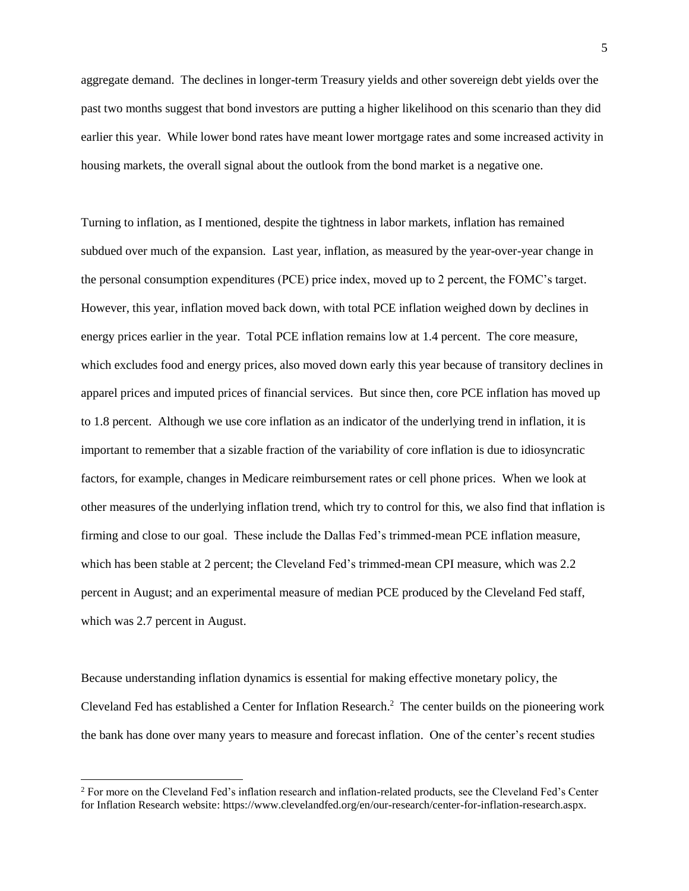aggregate demand. The declines in longer-term Treasury yields and other sovereign debt yields over the past two months suggest that bond investors are putting a higher likelihood on this scenario than they did earlier this year. While lower bond rates have meant lower mortgage rates and some increased activity in housing markets, the overall signal about the outlook from the bond market is a negative one.

Turning to inflation, as I mentioned, despite the tightness in labor markets, inflation has remained subdued over much of the expansion. Last year, inflation, as measured by the year-over-year change in the personal consumption expenditures (PCE) price index, moved up to 2 percent, the FOMC's target. However, this year, inflation moved back down, with total PCE inflation weighed down by declines in energy prices earlier in the year. Total PCE inflation remains low at 1.4 percent. The core measure, which excludes food and energy prices, also moved down early this year because of transitory declines in apparel prices and imputed prices of financial services. But since then, core PCE inflation has moved up to 1.8 percent. Although we use core inflation as an indicator of the underlying trend in inflation, it is important to remember that a sizable fraction of the variability of core inflation is due to idiosyncratic factors, for example, changes in Medicare reimbursement rates or cell phone prices. When we look at other measures of the underlying inflation trend, which try to control for this, we also find that inflation is firming and close to our goal. These include the Dallas Fed's trimmed-mean PCE inflation measure, which has been stable at 2 percent; the Cleveland Fed's trimmed-mean CPI measure, which was 2.2 percent in August; and an experimental measure of median PCE produced by the Cleveland Fed staff, which was 2.7 percent in August.

Because understanding inflation dynamics is essential for making effective monetary policy, the Cleveland Fed has established a Center for Inflation Research.[2] The center builds on the pioneering work the bank has done over many years to measure and forecast inflation. One of the center's recent studies

[2] For more on the Cleveland Fed's inflation research and inflation-related products, see the Cleveland Fed's Center for Inflation Research website: https://www.clevelandfed.org/en/our-research/center-for-inflation-research.aspx.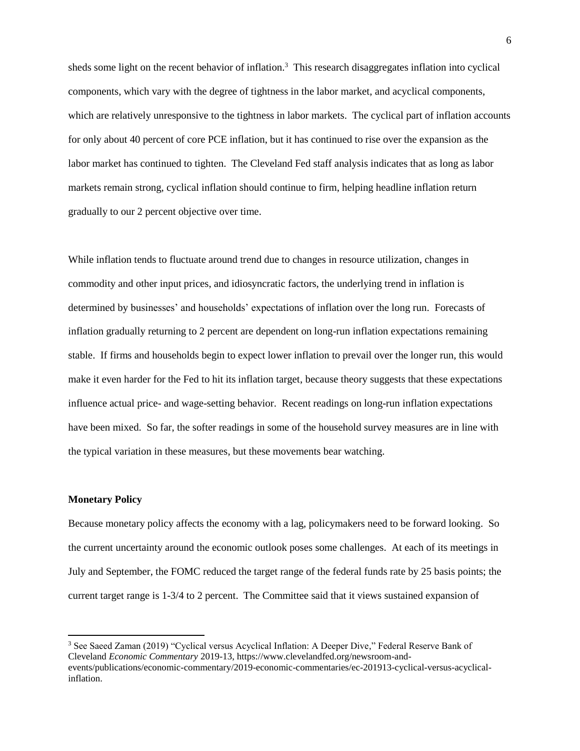sheds some light on the recent behavior of inflation.[3] This research disaggregates inflation into cyclical components, which vary with the degree of tightness in the labor market, and acyclical components, which are relatively unresponsive to the tightness in labor markets. The cyclical part of inflation accounts for only about 40 percent of core PCE inflation, but it has continued to rise over the expansion as the labor market has continued to tighten. The Cleveland Fed staff analysis indicates that as long as labor markets remain strong, cyclical inflation should continue to firm, helping headline inflation return gradually to our 2 percent objective over time.

While inflation tends to fluctuate around trend due to changes in resource utilization, changes in commodity and other input prices, and idiosyncratic factors, the underlying trend in inflation is determined by businesses' and households' expectations of inflation over the long run. Forecasts of inflation gradually returning to 2 percent are dependent on long-run inflation expectations remaining stable. If firms and households begin to expect lower inflation to prevail over the longer run, this would make it even harder for the Fed to hit its inflation target, because theory suggests that these expectations influence actual price- and wage-setting behavior. Recent readings on long-run inflation expectations have been mixed. So far, the softer readings in some of the household survey measures are in line with the typical variation in these measures, but these movements bear watching.

**Monetary Policy**

Because monetary policy affects the economy with a lag, policymakers need to be forward looking. So the current uncertainty around the economic outlook poses some challenges. At each of its meetings in July and September, the FOMC reduced the target range of the federal funds rate by 25 basis points; the current target range is 1-3/4 to 2 percent. The Committee said that it views sustained expansion of

[3] See Saeed Zaman (2019) "Cyclical versus Acyclical Inflation: A Deeper Dive," Federal Reserve Bank of Cleveland *Economic Commentary* 2019-13, https://www.clevelandfed.org/newsroom-and-events/publications/economic-commentary/2019-economic-commentaries/ec-201913-cyclical-versus-acyclical-inflation.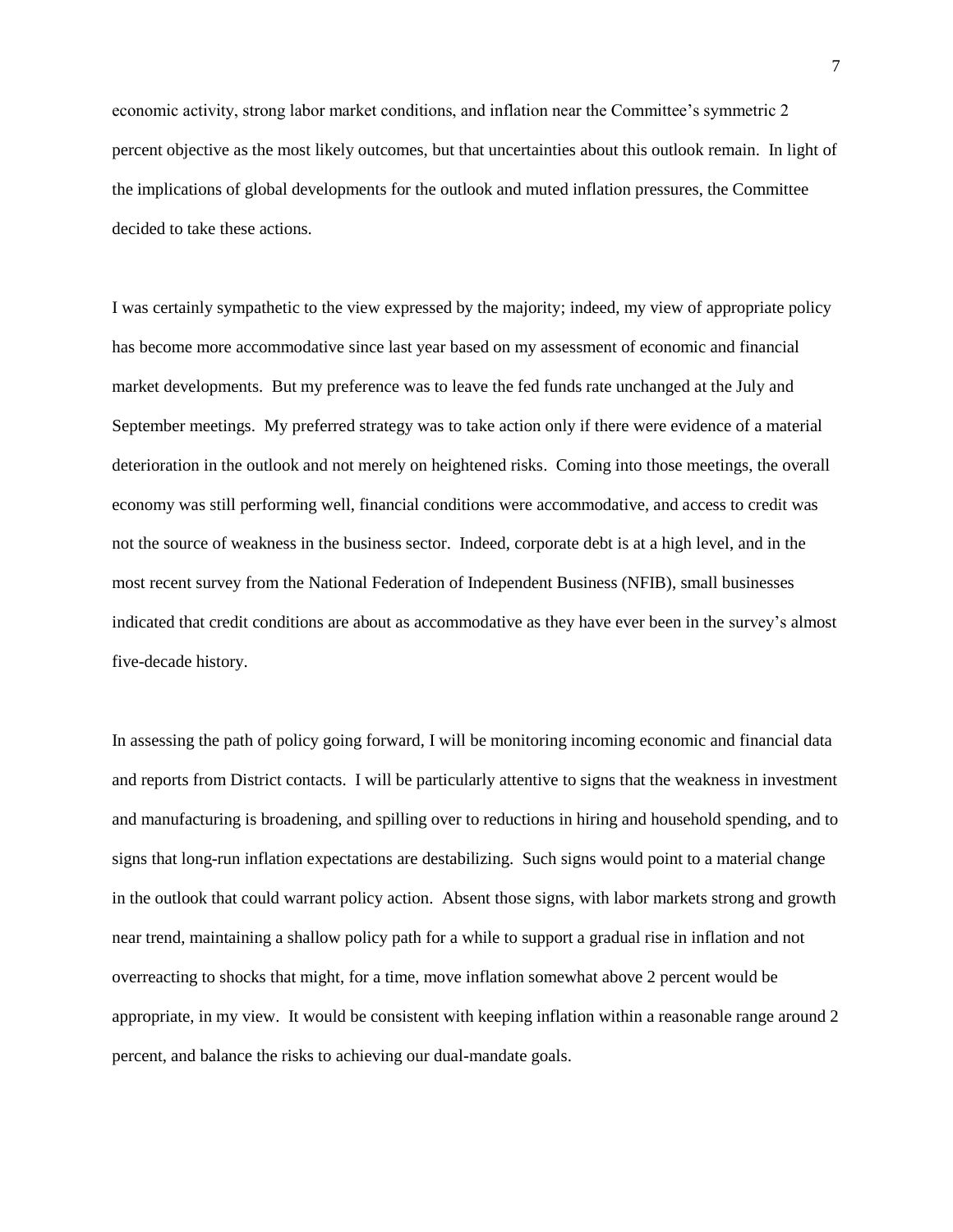economic activity, strong labor market conditions, and inflation near the Committee's symmetric 2 percent objective as the most likely outcomes, but that uncertainties about this outlook remain. In light of the implications of global developments for the outlook and muted inflation pressures, the Committee decided to take these actions.

I was certainly sympathetic to the view expressed by the majority; indeed, my view of appropriate policy has become more accommodative since last year based on my assessment of economic and financial market developments. But my preference was to leave the fed funds rate unchanged at the July and September meetings. My preferred strategy was to take action only if there were evidence of a material deterioration in the outlook and not merely on heightened risks. Coming into those meetings, the overall economy was still performing well, financial conditions were accommodative, and access to credit was not the source of weakness in the business sector. Indeed, corporate debt is at a high level, and in the most recent survey from the National Federation of Independent Business (NFIB), small businesses indicated that credit conditions are about as accommodative as they have ever been in the survey's almost five-decade history.

In assessing the path of policy going forward, I will be monitoring incoming economic and financial data and reports from District contacts. I will be particularly attentive to signs that the weakness in investment and manufacturing is broadening, and spilling over to reductions in hiring and household spending, and to signs that long-run inflation expectations are destabilizing. Such signs would point to a material change in the outlook that could warrant policy action. Absent those signs, with labor markets strong and growth near trend, maintaining a shallow policy path for a while to support a gradual rise in inflation and not overreacting to shocks that might, for a time, move inflation somewhat above 2 percent would be appropriate, in my view. It would be consistent with keeping inflation within a reasonable range around 2 percent, and balance the risks to achieving our dual-mandate goals.